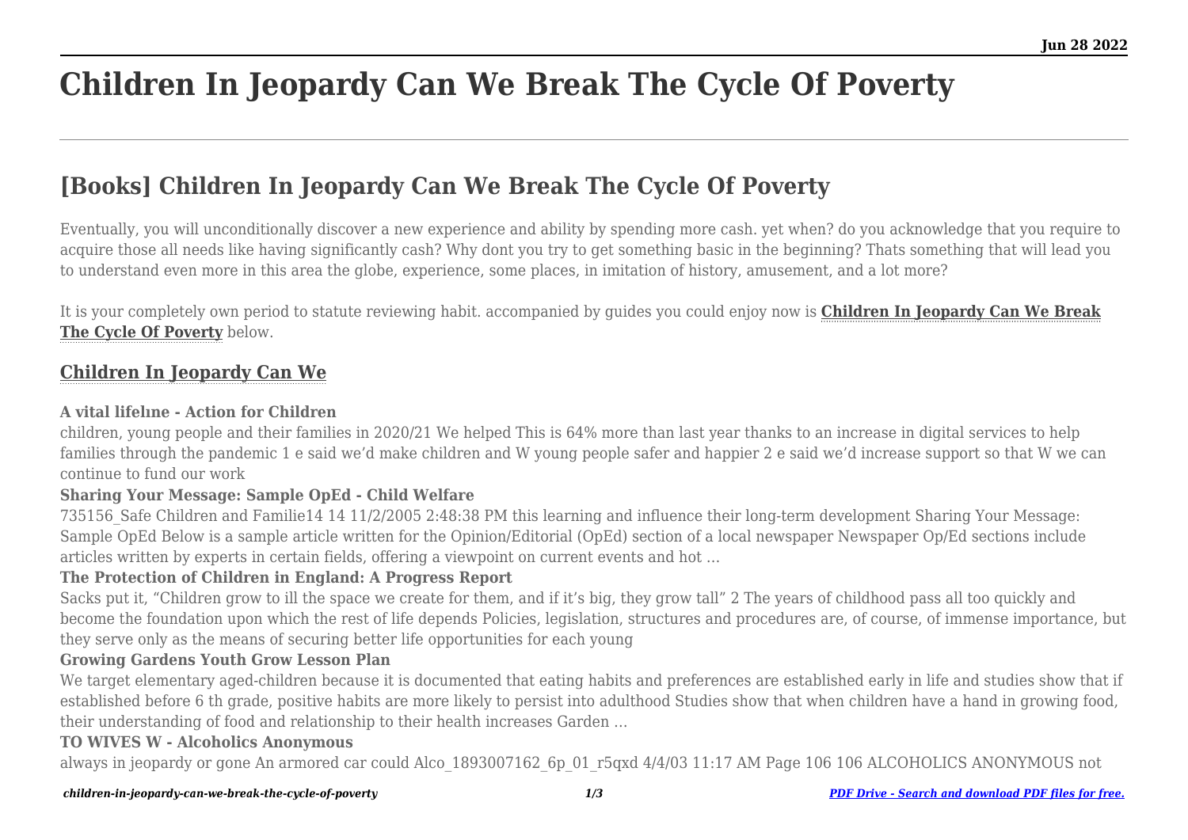# Children In Jeopardy Can We Break The Cycle Of Poverty

## [Books] Children In Jeopardy Can We Break The Cycle Of Poverty

Eventually, you will unconditionally discover a new experience and ability by spending more cash. yet when? do you acknowledge that you require to acquire those all needs like having significantly cash? Why dont you try to get something basic in the beginning? Thats something that will lead you to understand even more in this area the globe, experience, some places, in imitation of history, amusement, and a lot more?

It is your completely own period to statute reviewing habit. accompanied by guides you could enjoy now is **Children In Jeopardy Can We Break The Cycle Of Poverty** below.

### Children In Jeopardy Can We

**A vital lifelıne - Action for Children**

children, young people and their families in 2020/21 We helped This is 64% more than last year thanks to an increase in digital services to help families through the pandemic 1 e said we'd make children and W young people safer and happier 2 e said we'd increase support so that W we can continue to fund our work

**Sharing Your Message: Sample OpEd - Child Welfare**

735156_Safe Children and Familie14 14 11/2/2005 2:48:38 PM this learning and influence their long-term development Sharing Your Message: Sample OpEd Below is a sample article written for the Opinion/Editorial (OpEd) section of a local newspaper Newspaper Op/Ed sections include articles written by experts in certain fields, offering a viewpoint on current events and hot …

**The Protection of Children in England: A Progress Report**

Sacks put it, "Children grow to ill the space we create for them, and if it's big, they grow tall" 2 The years of childhood pass all too quickly and become the foundation upon which the rest of life depends Policies, legislation, structures and procedures are, of course, of immense importance, but they serve only as the means of securing better life opportunities for each young

**Growing Gardens Youth Grow Lesson Plan**

We target elementary aged-children because it is documented that eating habits and preferences are established early in life and studies show that if established before 6 th grade, positive habits are more likely to persist into adulthood Studies show that when children have a hand in growing food, their understanding of food and relationship to their health increases Garden …

**TO WIVES W - Alcoholics Anonymous**

always in jeopardy or gone An armored car could Alco_1893007162_6p_01_r5qxd 4/4/03 11:17 AM Page 106 106 ALCOHOLICS ANONYMOUS not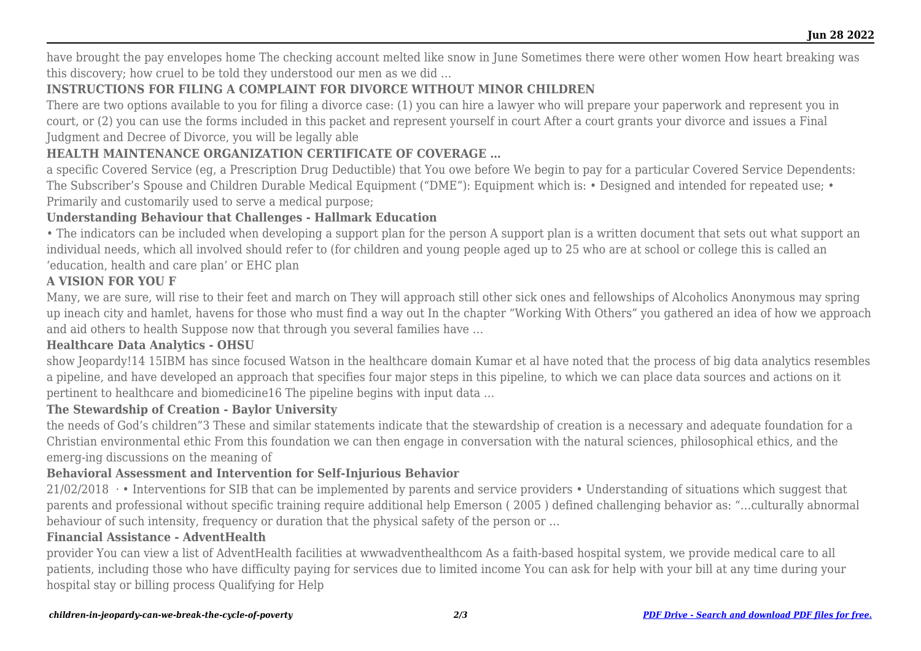have brought the pay envelopes home The checking account melted like snow in June Sometimes there were other women How heart breaking was this discovery; how cruel to be told they understood our men as we did …

### INSTRUCTIONS FOR FILING A COMPLAINT FOR DIVORCE WITHOUT MINOR CHILDREN

There are two options available to you for filing a divorce case: (1) you can hire a lawyer who will prepare your paperwork and represent you in court, or (2) you can use the forms included in this packet and represent yourself in court After a court grants your divorce and issues a Final Judgment and Decree of Divorce, you will be legally able

### HEALTH MAINTENANCE ORGANIZATION CERTIFICATE OF COVERAGE …

a specific Covered Service (eg, a Prescription Drug Deductible) that You owe before We begin to pay for a particular Covered Service Dependents: The Subscriber's Spouse and Children Durable Medical Equipment ("DME"): Equipment which is: • Designed and intended for repeated use; • Primarily and customarily used to serve a medical purpose;

### Understanding Behaviour that Challenges - Hallmark Education

• The indicators can be included when developing a support plan for the person A support plan is a written document that sets out what support an individual needs, which all involved should refer to (for children and young people aged up to 25 who are at school or college this is called an 'education, health and care plan' or EHC plan

### A VISION FOR YOU F

Many, we are sure, will rise to their feet and march on They will approach still other sick ones and fellowships of Alcoholics Anonymous may spring up ineach city and hamlet, havens for those who must find a way out In the chapter "Working With Others" you gathered an idea of how we approach and aid others to health Suppose now that through you several families have …

### Healthcare Data Analytics - OHSU

show Jeopardy!14 15IBM has since focused Watson in the healthcare domain Kumar et al have noted that the process of big data analytics resembles a pipeline, and have developed an approach that specifies four major steps in this pipeline, to which we can place data sources and actions on it pertinent to healthcare and biomedicine16 The pipeline begins with input data …

### The Stewardship of Creation - Baylor University

the needs of God's children"3 These and similar statements indicate that the stewardship of creation is a necessary and adequate foundation for a Christian environmental ethic From this foundation we can then engage in conversation with the natural sciences, philosophical ethics, and the emerg-ing discussions on the meaning of

### Behavioral Assessment and Intervention for Self-Injurious Behavior

21/02/2018 · • Interventions for SIB that can be implemented by parents and service providers • Understanding of situations which suggest that parents and professional without specific training require additional help Emerson ( 2005 ) defined challenging behavior as: "…culturally abnormal behaviour of such intensity, frequency or duration that the physical safety of the person or …

### Financial Assistance - AdventHealth

provider You can view a list of AdventHealth facilities at wwwadventhealthcom As a faith-based hospital system, we provide medical care to all patients, including those who have difficulty paying for services due to limited income You can ask for help with your bill at any time during your hospital stay or billing process Qualifying for Help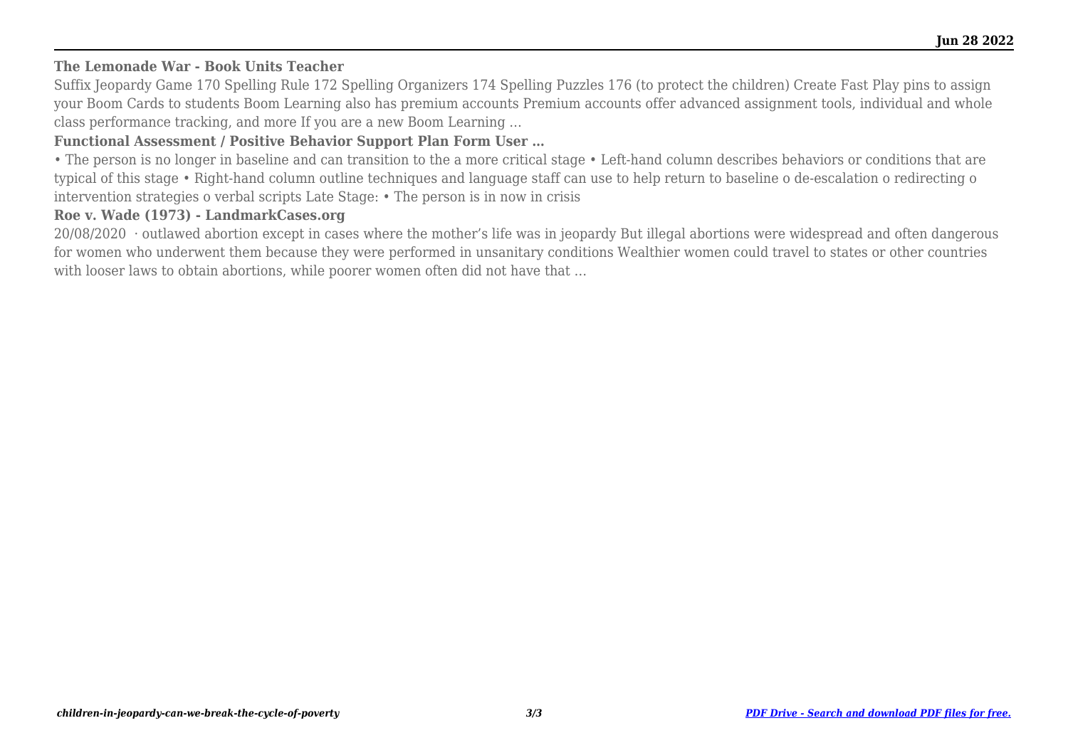**The Lemonade War - Book Units Teacher**

Suffix Jeopardy Game 170 Spelling Rule 172 Spelling Organizers 174 Spelling Puzzles 176 (to protect the children) Create Fast Play pins to assign your Boom Cards to students Boom Learning also has premium accounts Premium accounts offer advanced assignment tools, individual and whole class performance tracking, and more If you are a new Boom Learning …

**Functional Assessment / Positive Behavior Support Plan Form User …**

• The person is no longer in baseline and can transition to the a more critical stage • Left-hand column describes behaviors or conditions that are typical of this stage • Right-hand column outline techniques and language staff can use to help return to baseline o de-escalation o redirecting o intervention strategies o verbal scripts Late Stage: • The person is in now in crisis

**Roe v. Wade (1973) - LandmarkCases.org**

20/08/2020 · outlawed abortion except in cases where the mother's life was in jeopardy But illegal abortions were widespread and often dangerous for women who underwent them because they were performed in unsanitary conditions Wealthier women could travel to states or other countries with looser laws to obtain abortions, while poorer women often did not have that …